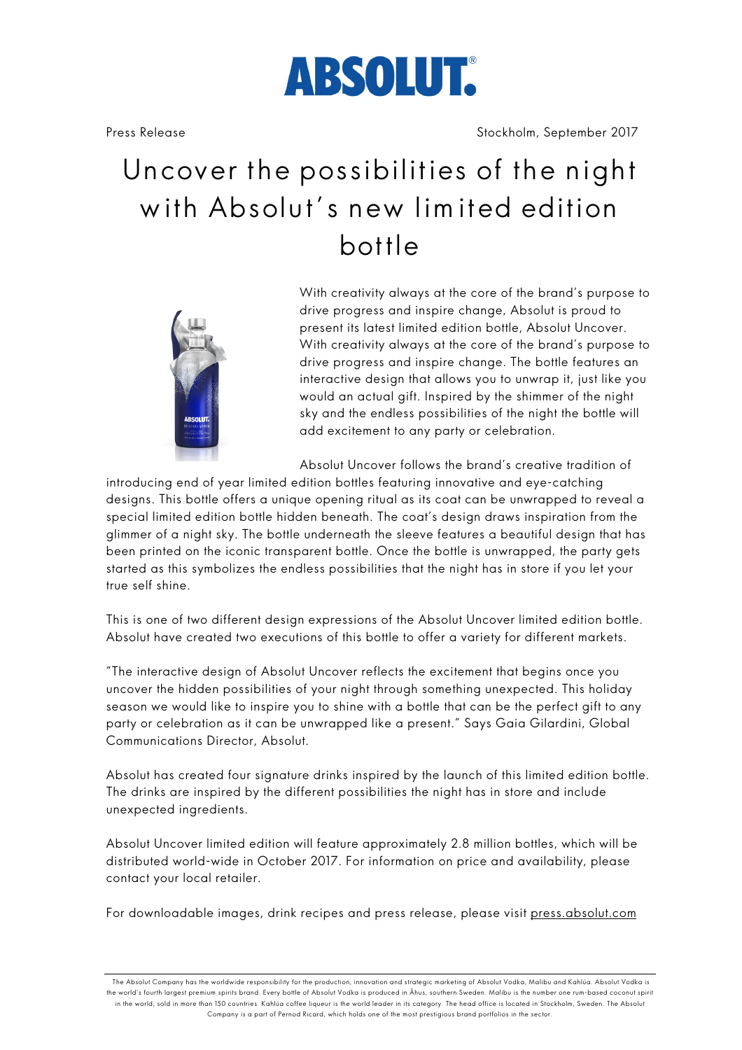ABSOLUT®

Press Release

Stockholm, September 2017

# Uncover the possibilities of the night with Absolut's new limited edition bottle

With creativity always at the core of the brand's purpose to drive progress and inspire change, Absolut is proud to present its latest limited edition bottle, Absolut Uncover. With creativity always at the core of the brand's purpose to drive progress and inspire change. The bottle features an interactive design that allows you to unwrap it, just like you would an actual gift. Inspired by the shimmer of the night sky and the endless possibilities of the night the bottle will add excitement to any party or celebration.

Absolut Uncover follows the brand's creative tradition of introducing end of year limited edition bottles featuring innovative and eye-catching designs. This bottle offers a unique opening ritual as its coat can be unwrapped to reveal a special limited edition bottle hidden beneath. The coat's design draws inspiration from the glimmer of a night sky. The bottle underneath the sleeve features a beautiful design that has been printed on the iconic transparent bottle. Once the bottle is unwrapped, the party gets started as this symbolizes the endless possibilities that the night has in store if you let your true self shine.

This is one of two different design expressions of the Absolut Uncover limited edition bottle. Absolut have created two executions of this bottle to offer a variety for different markets.

"The interactive design of Absolut Uncover reflects the excitement that begins once you uncover the hidden possibilities of your night through something unexpected. This holiday season we would like to inspire you to shine with a bottle that can be the perfect gift to any party or celebration as it can be unwrapped like a present." Says Gaia Gilardini, Global Communications Director, Absolut.

Absolut has created four signature drinks inspired by the launch of this limited edition bottle. The drinks are inspired by the different possibilities the night has in store and include unexpected ingredients.

Absolut Uncover limited edition will feature approximately 2.8 million bottles, which will be distributed world-wide in October 2017. For information on price and availability, please contact your local retailer.

For downloadable images, drink recipes and press release, please visit press.absolut.com

---

The Absolut Company has the worldwide responsibility for the production, innovation and strategic marketing of Absolut Vodka, Malibu and Kahlúa. Absolut Vodka is the world's fourth largest premium spirits brand. Every bottle of Absolut Vodka is produced in Åhus, southern Sweden. Malibu is the number one rum-based coconut spirit in the world, sold in more than 150 countries. Kahlúa coffee liqueur is the world leader in its category. The head office is located in Stockholm, Sweden. The Absolut Company is a part of Pernod Ricard, which holds one of the most prestigious brand portfolios in the sector.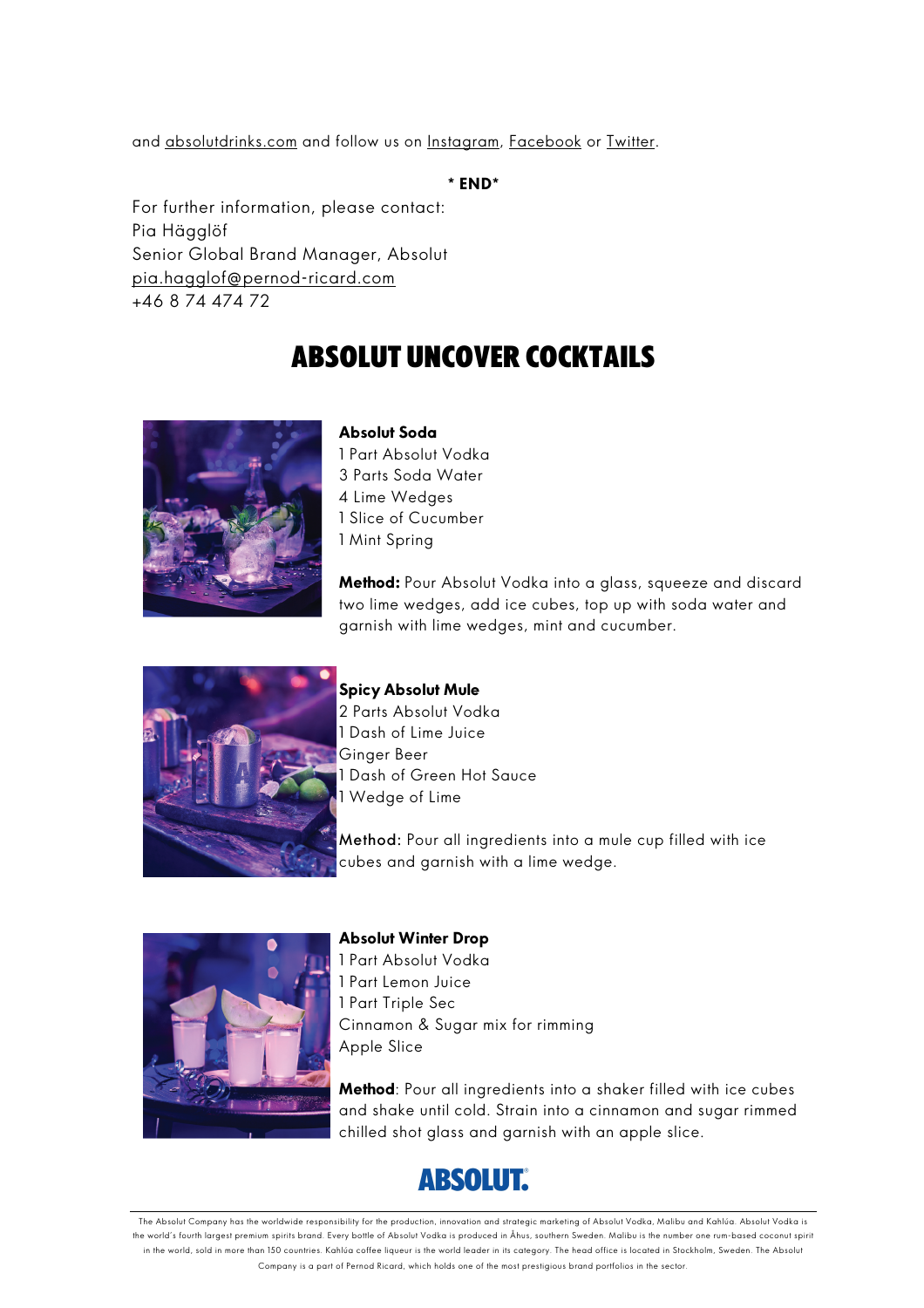and absolutdrinks.com and follow us on Instagram, Facebook or Twitter.

**\* END\***

For further information, please contact:
Pia Hägglöf
Senior Global Brand Manager, Absolut
pia.hagglof@pernod-ricard.com
+46 8 74 474 72

# ABSOLUT UNCOVER COCKTAILS

**Absolut Soda**
1 Part Absolut Vodka
3 Parts Soda Water
4 Lime Wedges
1 Slice of Cucumber
1 Mint Spring

**Method:** Pour Absolut Vodka into a glass, squeeze and discard two lime wedges, add ice cubes, top up with soda water and garnish with lime wedges, mint and cucumber.

**Spicy Absolut Mule**
2 Parts Absolut Vodka
1 Dash of Lime Juice
Ginger Beer
1 Dash of Green Hot Sauce
1 Wedge of Lime

**Method:** Pour all ingredients into a mule cup filled with ice cubes and garnish with a lime wedge.

**Absolut Winter Drop**
1 Part Absolut Vodka
1 Part Lemon Juice
1 Part Triple Sec
Cinnamon & Sugar mix for rimming
Apple Slice

**Method**: Pour all ingredients into a shaker filled with ice cubes and shake until cold. Strain into a cinnamon and sugar rimmed chilled shot glass and garnish with an apple slice.

ABSOLUT.

The Absolut Company has the worldwide responsibility for the production, innovation and strategic marketing of Absolut Vodka, Malibu and Kahlúa. Absolut Vodka is the world's fourth largest premium spirits brand. Every bottle of Absolut Vodka is produced in Åhus, southern Sweden. Malibu is the number one rum-based coconut spirit in the world, sold in more than 150 countries. Kahlúa coffee liqueur is the world leader in its category. The head office is located in Stockholm, Sweden. The Absolut Company is a part of Pernod Ricard, which holds one of the most prestigious brand portfolios in the sector.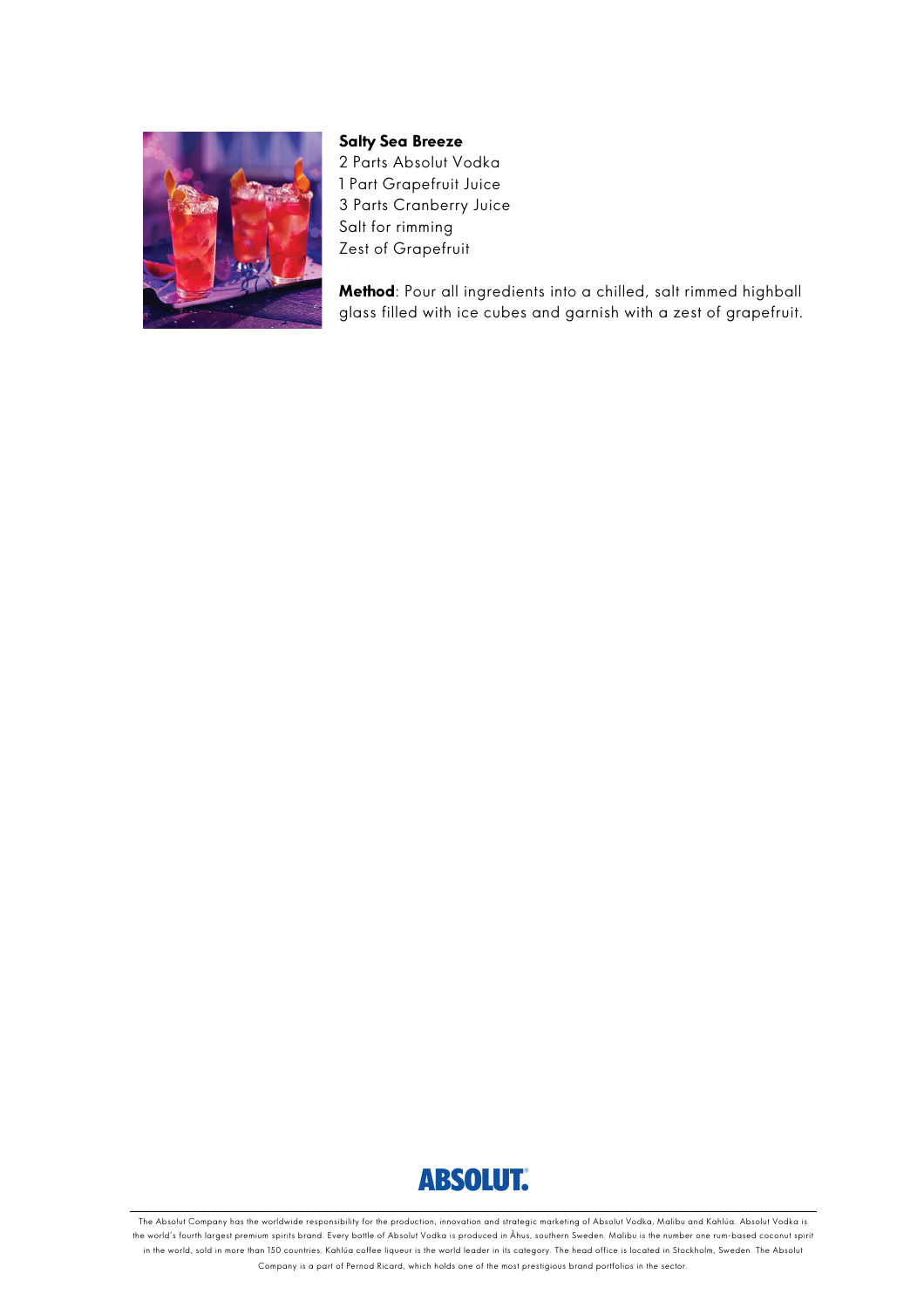**Salty Sea Breeze**

2 Parts Absolut Vodka
1 Part Grapefruit Juice
3 Parts Cranberry Juice
Salt for rimming
Zest of Grapefruit

**Method**: Pour all ingredients into a chilled, salt rimmed highball glass filled with ice cubes and garnish with a zest of grapefruit.

ABSOLUT.

The Absolut Company has the worldwide responsibility for the production, innovation and strategic marketing of Absolut Vodka, Malibu and Kahlúa. Absolut Vodka is the world's fourth largest premium spirits brand. Every bottle of Absolut Vodka is produced in Åhus, southern Sweden. Malibu is the number one rum-based coconut spirit in the world, sold in more than 150 countries. Kahlúa coffee liqueur is the world leader in its category. The head office is located in Stockholm, Sweden. The Absolut Company is a part of Pernod Ricard, which holds one of the most prestigious brand portfolios in the sector.